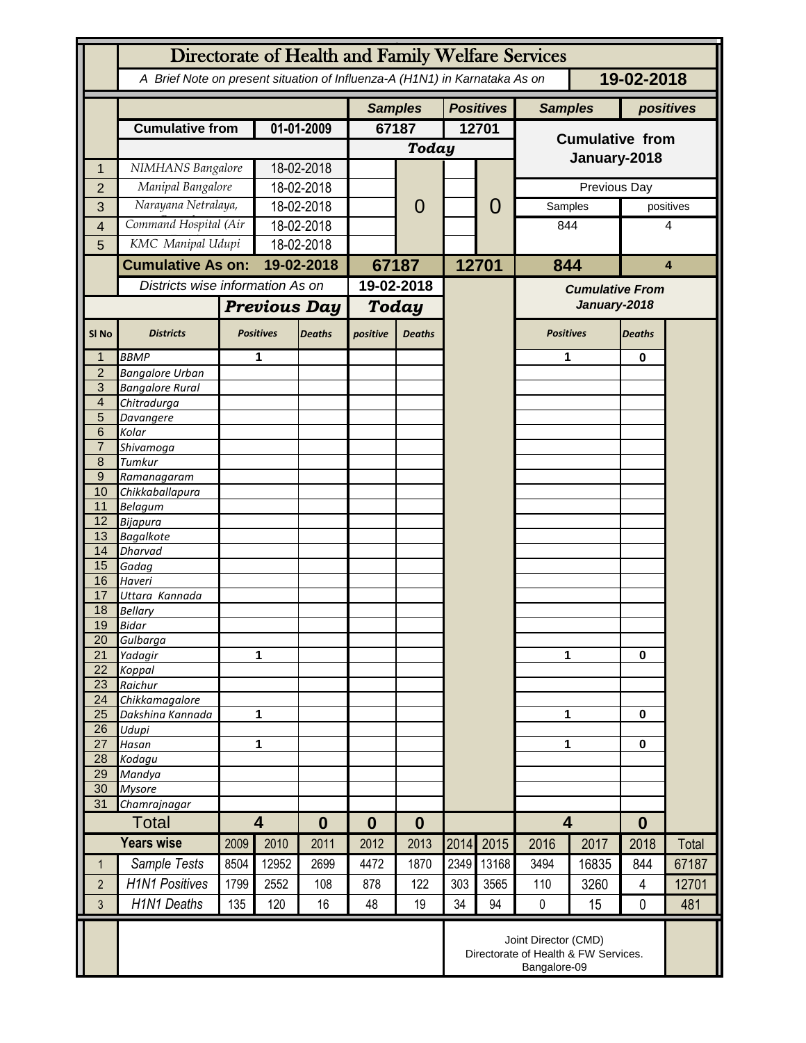# Directorate of Health and Family Welfare Services

*A Brief Note on present situation of Influenza-A (H1N1) in Karnataka As on* **19-02-2018**

| | | | Samples | | Positives | | Samples | positives |
|---|---|---|---|---|---|---|---|---|
| | **Cumulative from** | **01-01-2009** | **67187** | | **12701** | | **Cumulative from January-2018** | |
| | | | ***Today*** | | | | | |
| 1 | NIMHANS Bangalore | 18-02-2018 | | 0 | | 0 | | |
| 2 | Manipal Bangalore | 18-02-2018 | | | | | Previous Day | |
| 3 | Narayana Netralaya, | 18-02-2018 | | | | | Samples | positives |
| 4 | Command Hospital (Air | 18-02-2018 | | | | | 844 | 4 |
| 5 | KMC Manipal Udupi | 18-02-2018 | | | | | | |
| | **Cumulative As on:** | **19-02-2018** | **67187** | | **12701** | | **844** | **4** |

| Sl No | Districts | Previous Day Positives | Previous Day Deaths | Today positive | Today Deaths | Cumulative From January-2018 Positives | Cumulative From January-2018 Deaths |
|---|---|---|---|---|---|---|---|
| 1 | BBMP | 1 | | | | 1 | 0 |
| 2 | Bangalore Urban | | | | | | |
| 3 | Bangalore Rural | | | | | | |
| 4 | Chitradurga | | | | | | |
| 5 | Davangere | | | | | | |
| 6 | Kolar | | | | | | |
| 7 | Shivamoga | | | | | | |
| 8 | Tumkur | | | | | | |
| 9 | Ramanagaram | | | | | | |
| 10 | Chikkaballapura | | | | | | |
| 11 | Belagum | | | | | | |
| 12 | Bijapura | | | | | | |
| 13 | Bagalkote | | | | | | |
| 14 | Dharvad | | | | | | |
| 15 | Gadag | | | | | | |
| 16 | Haveri | | | | | | |
| 17 | Uttara Kannada | | | | | | |
| 18 | Bellary | | | | | | |
| 19 | Bidar | | | | | | |
| 20 | Gulbarga | | | | | | |
| 21 | Yadagir | 1 | | | | 1 | 0 |
| 22 | Koppal | | | | | | |
| 23 | Raichur | | | | | | |
| 24 | Chikkamagalore | | | | | | |
| 25 | Dakshina Kannada | 1 | | | | 1 | 0 |
| 26 | Udupi | | | | | | |
| 27 | Hasan | 1 | | | | 1 | 0 |
| 28 | Kodagu | | | | | | |
| 29 | Mandya | | | | | | |
| 30 | Mysore | | | | | | |
| 31 | Chamrajnagar | | | | | | |
| | **Total** | **4** | **0** | **0** | **0** | **4** | **0** |

| | Years wise | 2009 | 2010 | 2011 | 2012 | 2013 | 2014 | 2015 | 2016 | 2017 | 2018 | Total |
|---|---|---|---|---|---|---|---|---|---|---|---|---|
| 1 | Sample Tests | 8504 | 12952 | 2699 | 4472 | 1870 | 2349 | 13168 | 3494 | 16835 | 844 | 67187 |
| 2 | H1N1 Positives | 1799 | 2552 | 108 | 878 | 122 | 303 | 3565 | 110 | 3260 | 4 | 12701 |
| 3 | H1N1 Deaths | 135 | 120 | 16 | 48 | 19 | 34 | 94 | 0 | 15 | 0 | 481 |

Joint Director (CMD)
Directorate of Health & FW Services.
Bangalore-09